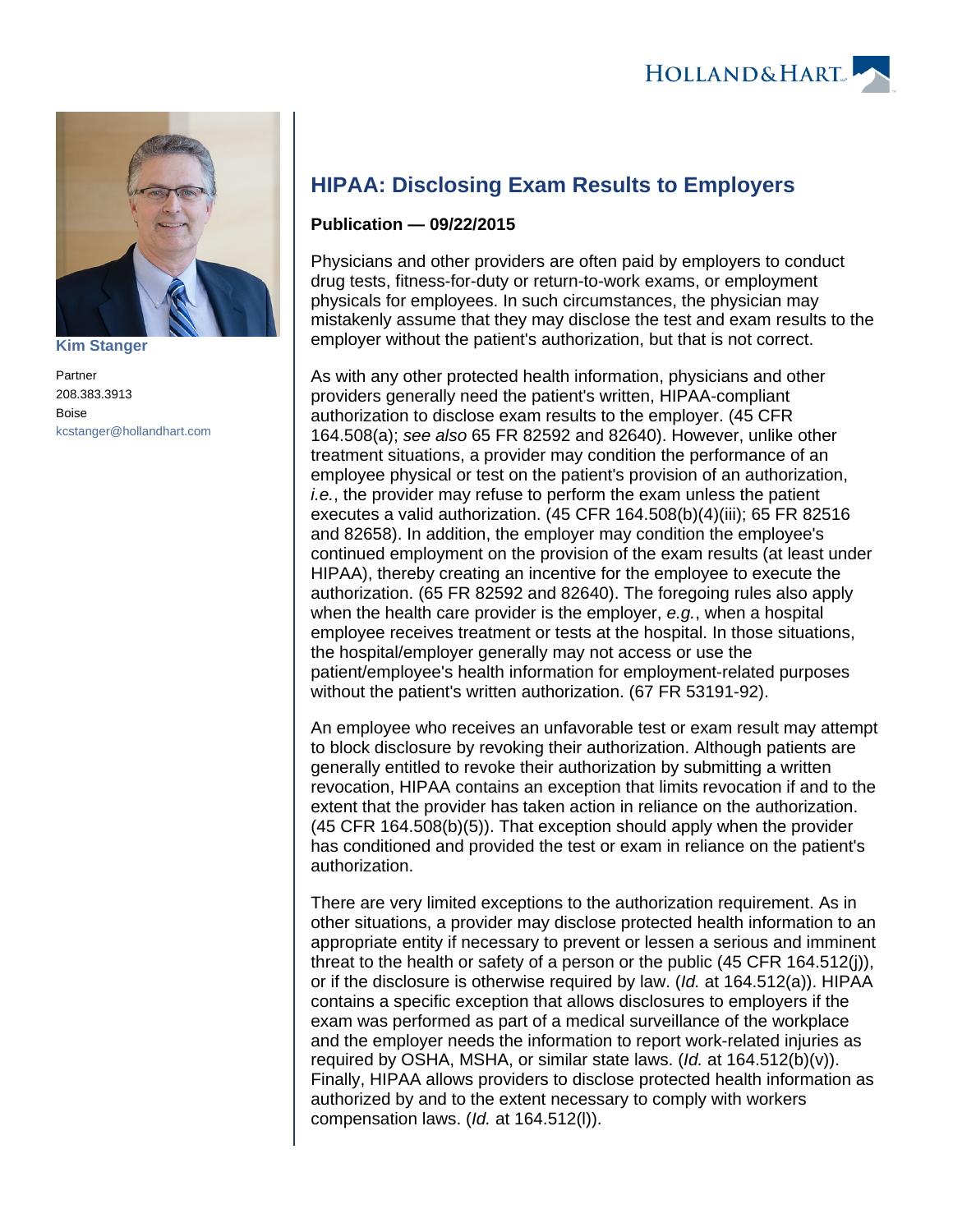Kim Stanger

Partner
208.383.3913
Boise
kcstanger@hollandhart.com

# HIPAA: Disclosing Exam Results to Employers

**Publication — 09/22/2015**

Physicians and other providers are often paid by employers to conduct drug tests, fitness-for-duty or return-to-work exams, or employment physicals for employees. In such circumstances, the physician may mistakenly assume that they may disclose the test and exam results to the employer without the patient's authorization, but that is not correct.

As with any other protected health information, physicians and other providers generally need the patient's written, HIPAA-compliant authorization to disclose exam results to the employer. (45 CFR 164.508(a); *see also* 65 FR 82592 and 82640). However, unlike other treatment situations, a provider may condition the performance of an employee physical or test on the patient's provision of an authorization, *i.e.*, the provider may refuse to perform the exam unless the patient executes a valid authorization. (45 CFR 164.508(b)(4)(iii); 65 FR 82516 and 82658). In addition, the employer may condition the employee's continued employment on the provision of the exam results (at least under HIPAA), thereby creating an incentive for the employee to execute the authorization. (65 FR 82592 and 82640). The foregoing rules also apply when the health care provider is the employer, *e.g.*, when a hospital employee receives treatment or tests at the hospital. In those situations, the hospital/employer generally may not access or use the patient/employee's health information for employment-related purposes without the patient's written authorization. (67 FR 53191-92).

An employee who receives an unfavorable test or exam result may attempt to block disclosure by revoking their authorization. Although patients are generally entitled to revoke their authorization by submitting a written revocation, HIPAA contains an exception that limits revocation if and to the extent that the provider has taken action in reliance on the authorization. (45 CFR 164.508(b)(5)). That exception should apply when the provider has conditioned and provided the test or exam in reliance on the patient's authorization.

There are very limited exceptions to the authorization requirement. As in other situations, a provider may disclose protected health information to an appropriate entity if necessary to prevent or lessen a serious and imminent threat to the health or safety of a person or the public (45 CFR 164.512(j)), or if the disclosure is otherwise required by law. (*Id.* at 164.512(a)). HIPAA contains a specific exception that allows disclosures to employers if the exam was performed as part of a medical surveillance of the workplace and the employer needs the information to report work-related injuries as required by OSHA, MSHA, or similar state laws. (*Id.* at 164.512(b)(v)). Finally, HIPAA allows providers to disclose protected health information as authorized by and to the extent necessary to comply with workers compensation laws. (*Id.* at 164.512(l)).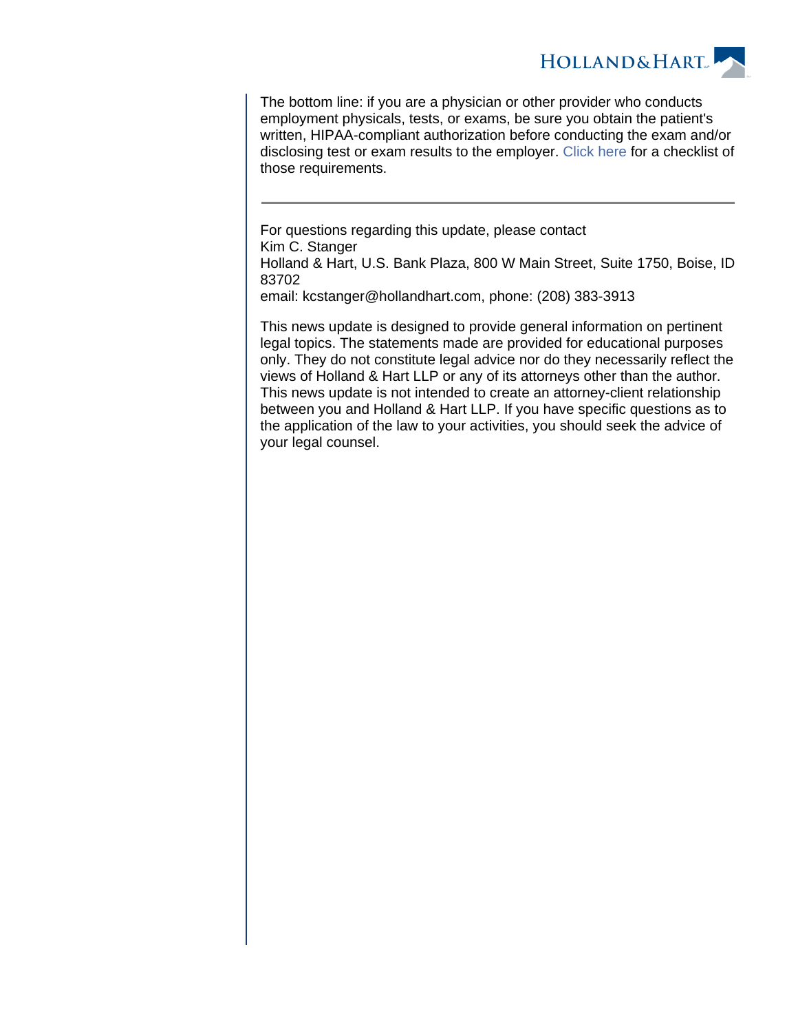The bottom line: if you are a physician or other provider who conducts employment physicals, tests, or exams, be sure you obtain the patient's written, HIPAA-compliant authorization before conducting the exam and/or disclosing test or exam results to the employer. Click here for a checklist of those requirements.

---

For questions regarding this update, please contact
Kim C. Stanger
Holland & Hart, U.S. Bank Plaza, 800 W Main Street, Suite 1750, Boise, ID 83702
email: kcstanger@hollandhart.com, phone: (208) 383-3913

This news update is designed to provide general information on pertinent legal topics. The statements made are provided for educational purposes only. They do not constitute legal advice nor do they necessarily reflect the views of Holland & Hart LLP or any of its attorneys other than the author. This news update is not intended to create an attorney-client relationship between you and Holland & Hart LLP. If you have specific questions as to the application of the law to your activities, you should seek the advice of your legal counsel.